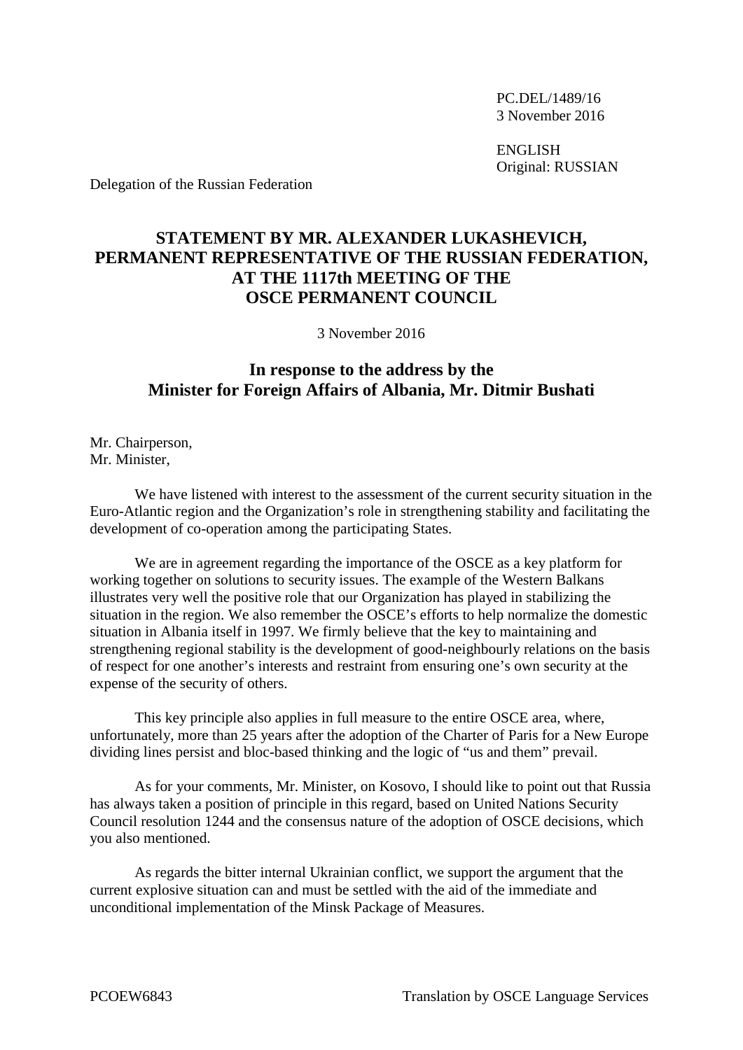PC.DEL/1489/16
3 November 2016

ENGLISH
Original: RUSSIAN

Delegation of the Russian Federation

# STATEMENT BY MR. ALEXANDER LUKASHEVICH, PERMANENT REPRESENTATIVE OF THE RUSSIAN FEDERATION, AT THE 1117th MEETING OF THE OSCE PERMANENT COUNCIL

3 November 2016

## In response to the address by the Minister for Foreign Affairs of Albania, Mr. Ditmir Bushati

Mr. Chairperson,
Mr. Minister,

We have listened with interest to the assessment of the current security situation in the Euro-Atlantic region and the Organization's role in strengthening stability and facilitating the development of co-operation among the participating States.

We are in agreement regarding the importance of the OSCE as a key platform for working together on solutions to security issues. The example of the Western Balkans illustrates very well the positive role that our Organization has played in stabilizing the situation in the region. We also remember the OSCE's efforts to help normalize the domestic situation in Albania itself in 1997. We firmly believe that the key to maintaining and strengthening regional stability is the development of good-neighbourly relations on the basis of respect for one another's interests and restraint from ensuring one's own security at the expense of the security of others.

This key principle also applies in full measure to the entire OSCE area, where, unfortunately, more than 25 years after the adoption of the Charter of Paris for a New Europe dividing lines persist and bloc-based thinking and the logic of "us and them" prevail.

As for your comments, Mr. Minister, on Kosovo, I should like to point out that Russia has always taken a position of principle in this regard, based on United Nations Security Council resolution 1244 and the consensus nature of the adoption of OSCE decisions, which you also mentioned.

As regards the bitter internal Ukrainian conflict, we support the argument that the current explosive situation can and must be settled with the aid of the immediate and unconditional implementation of the Minsk Package of Measures.

PCOEW6843 Translation by OSCE Language Services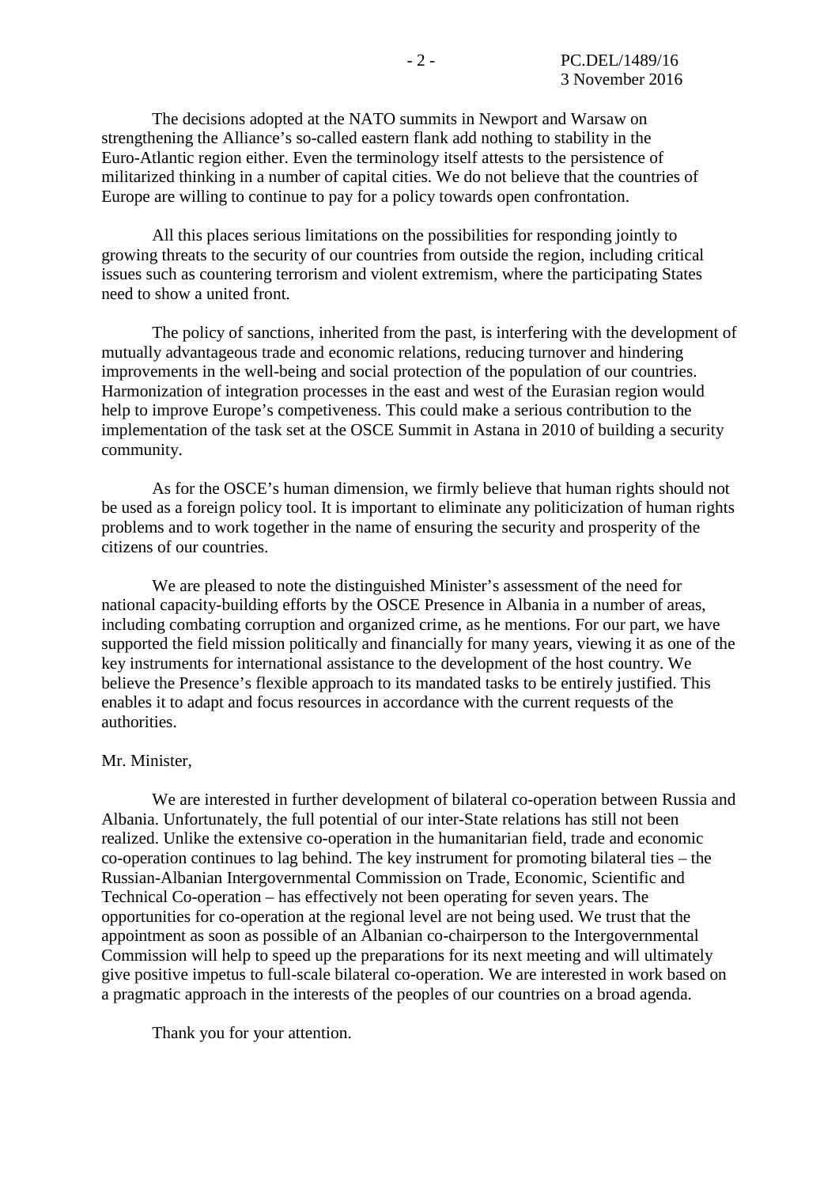The decisions adopted at the NATO summits in Newport and Warsaw on strengthening the Alliance's so-called eastern flank add nothing to stability in the Euro-Atlantic region either. Even the terminology itself attests to the persistence of militarized thinking in a number of capital cities. We do not believe that the countries of Europe are willing to continue to pay for a policy towards open confrontation.

All this places serious limitations on the possibilities for responding jointly to growing threats to the security of our countries from outside the region, including critical issues such as countering terrorism and violent extremism, where the participating States need to show a united front.

The policy of sanctions, inherited from the past, is interfering with the development of mutually advantageous trade and economic relations, reducing turnover and hindering improvements in the well-being and social protection of the population of our countries. Harmonization of integration processes in the east and west of the Eurasian region would help to improve Europe's competiveness. This could make a serious contribution to the implementation of the task set at the OSCE Summit in Astana in 2010 of building a security community.

As for the OSCE's human dimension, we firmly believe that human rights should not be used as a foreign policy tool. It is important to eliminate any politicization of human rights problems and to work together in the name of ensuring the security and prosperity of the citizens of our countries.

We are pleased to note the distinguished Minister's assessment of the need for national capacity-building efforts by the OSCE Presence in Albania in a number of areas, including combating corruption and organized crime, as he mentions. For our part, we have supported the field mission politically and financially for many years, viewing it as one of the key instruments for international assistance to the development of the host country. We believe the Presence's flexible approach to its mandated tasks to be entirely justified. This enables it to adapt and focus resources in accordance with the current requests of the authorities.

Mr. Minister,

We are interested in further development of bilateral co-operation between Russia and Albania. Unfortunately, the full potential of our inter-State relations has still not been realized. Unlike the extensive co-operation in the humanitarian field, trade and economic co-operation continues to lag behind. The key instrument for promoting bilateral ties – the Russian-Albanian Intergovernmental Commission on Trade, Economic, Scientific and Technical Co-operation – has effectively not been operating for seven years. The opportunities for co-operation at the regional level are not being used. We trust that the appointment as soon as possible of an Albanian co-chairperson to the Intergovernmental Commission will help to speed up the preparations for its next meeting and will ultimately give positive impetus to full-scale bilateral co-operation. We are interested in work based on a pragmatic approach in the interests of the peoples of our countries on a broad agenda.

Thank you for your attention.